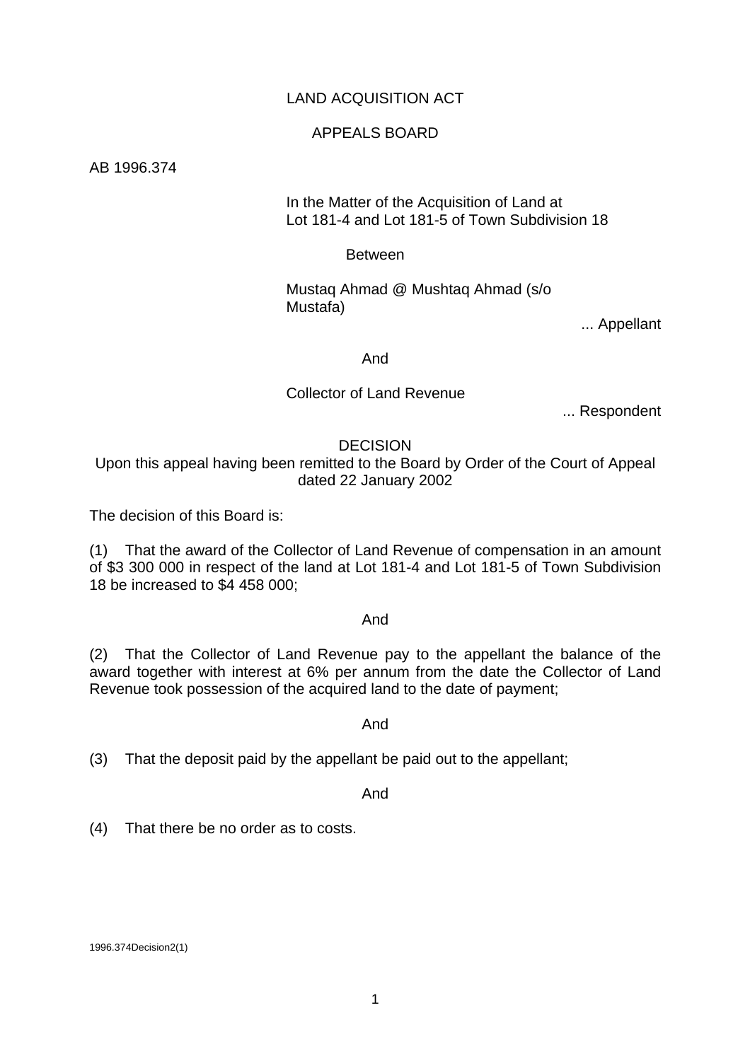LAND ACQUISITION ACT

APPEALS BOARD

AB 1996.374

In the Matter of the Acquisition of Land at
Lot 181-4 and Lot 181-5 of Town Subdivision 18

Between

Mustaq Ahmad @ Mushtaq Ahmad (s/o Mustafa)

... Appellant

And

Collector of Land Revenue

... Respondent

DECISION

Upon this appeal having been remitted to the Board by Order of the Court of Appeal dated 22 January 2002

The decision of this Board is:

(1) That the award of the Collector of Land Revenue of compensation in an amount of $3 300 000 in respect of the land at Lot 181-4 and Lot 181-5 of Town Subdivision 18 be increased to $4 458 000;

And

(2) That the Collector of Land Revenue pay to the appellant the balance of the award together with interest at 6% per annum from the date the Collector of Land Revenue took possession of the acquired land to the date of payment;

And

(3) That the deposit paid by the appellant be paid out to the appellant;

And

(4) That there be no order as to costs.

1996.374Decision2(1)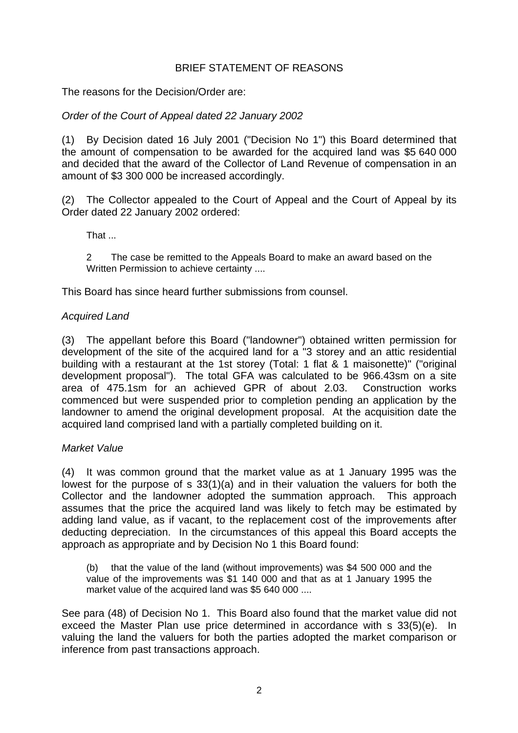## BRIEF STATEMENT OF REASONS

The reasons for the Decision/Order are:

*Order of the Court of Appeal dated 22 January 2002*

(1) By Decision dated 16 July 2001 ("Decision No 1") this Board determined that the amount of compensation to be awarded for the acquired land was $5 640 000 and decided that the award of the Collector of Land Revenue of compensation in an amount of $3 300 000 be increased accordingly.

(2) The Collector appealed to the Court of Appeal and the Court of Appeal by its Order dated 22 January 2002 ordered:

> That ...
>
> 2 The case be remitted to the Appeals Board to make an award based on the Written Permission to achieve certainty ....

This Board has since heard further submissions from counsel.

*Acquired Land*

(3) The appellant before this Board ("landowner") obtained written permission for development of the site of the acquired land for a "3 storey and an attic residential building with a restaurant at the 1st storey (Total: 1 flat & 1 maisonette)" ("original development proposal"). The total GFA was calculated to be 966.43sm on a site area of 475.1sm for an achieved GPR of about 2.03. Construction works commenced but were suspended prior to completion pending an application by the landowner to amend the original development proposal. At the acquisition date the acquired land comprised land with a partially completed building on it.

*Market Value*

(4) It was common ground that the market value as at 1 January 1995 was the lowest for the purpose of s 33(1)(a) and in their valuation the valuers for both the Collector and the landowner adopted the summation approach. This approach assumes that the price the acquired land was likely to fetch may be estimated by adding land value, as if vacant, to the replacement cost of the improvements after deducting depreciation. In the circumstances of this appeal this Board accepts the approach as appropriate and by Decision No 1 this Board found:

> (b) that the value of the land (without improvements) was $4 500 000 and the value of the improvements was $1 140 000 and that as at 1 January 1995 the market value of the acquired land was $5 640 000 ....

See para (48) of Decision No 1. This Board also found that the market value did not exceed the Master Plan use price determined in accordance with s 33(5)(e). In valuing the land the valuers for both the parties adopted the market comparison or inference from past transactions approach.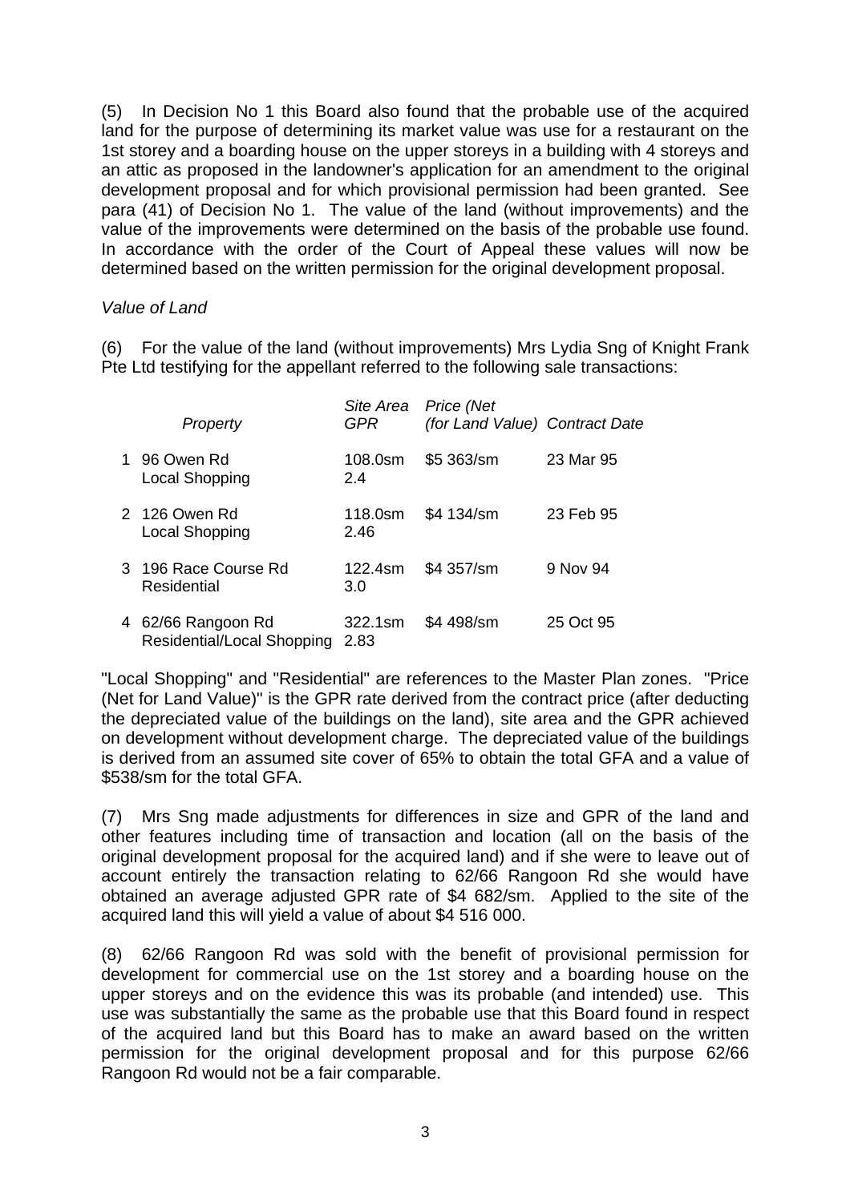(5) In Decision No 1 this Board also found that the probable use of the acquired land for the purpose of determining its market value was use for a restaurant on the 1st storey and a boarding house on the upper storeys in a building with 4 storeys and an attic as proposed in the landowner's application for an amendment to the original development proposal and for which provisional permission had been granted. See para (41) of Decision No 1. The value of the land (without improvements) and the value of the improvements were determined on the basis of the probable use found. In accordance with the order of the Court of Appeal these values will now be determined based on the written permission for the original development proposal.

*Value of Land*

(6) For the value of the land (without improvements) Mrs Lydia Sng of Knight Frank Pte Ltd testifying for the appellant referred to the following sale transactions:

| | *Property* | *Site Area GPR* | *Price (Net (for Land Value)* | *Contract Date* |
|---|---|---|---|---|
| 1 | 96 Owen Rd Local Shopping | 108.0sm 2.4 | $5 363/sm | 23 Mar 95 |
| 2 | 126 Owen Rd Local Shopping | 118.0sm 2.46 | $4 134/sm | 23 Feb 95 |
| 3 | 196 Race Course Rd Residential | 122.4sm 3.0 | $4 357/sm | 9 Nov 94 |
| 4 | 62/66 Rangoon Rd Residential/Local Shopping | 322.1sm 2.83 | $4 498/sm | 25 Oct 95 |

"Local Shopping" and "Residential" are references to the Master Plan zones. "Price (Net for Land Value)" is the GPR rate derived from the contract price (after deducting the depreciated value of the buildings on the land), site area and the GPR achieved on development without development charge. The depreciated value of the buildings is derived from an assumed site cover of 65% to obtain the total GFA and a value of $538/sm for the total GFA.

(7) Mrs Sng made adjustments for differences in size and GPR of the land and other features including time of transaction and location (all on the basis of the original development proposal for the acquired land) and if she were to leave out of account entirely the transaction relating to 62/66 Rangoon Rd she would have obtained an average adjusted GPR rate of $4 682/sm. Applied to the site of the acquired land this will yield a value of about $4 516 000.

(8) 62/66 Rangoon Rd was sold with the benefit of provisional permission for development for commercial use on the 1st storey and a boarding house on the upper storeys and on the evidence this was its probable (and intended) use. This use was substantially the same as the probable use that this Board found in respect of the acquired land but this Board has to make an award based on the written permission for the original development proposal and for this purpose 62/66 Rangoon Rd would not be a fair comparable.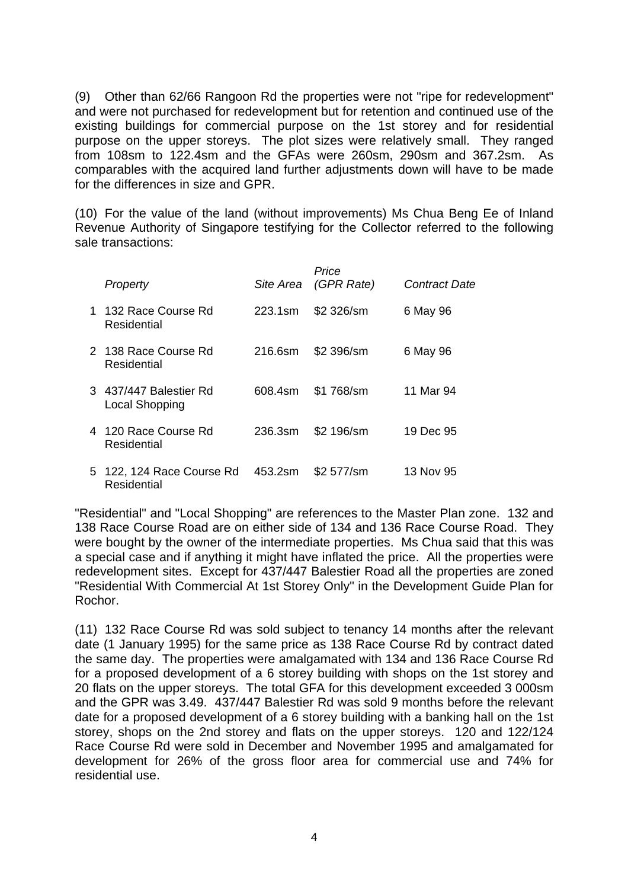(9) Other than 62/66 Rangoon Rd the properties were not "ripe for redevelopment" and were not purchased for redevelopment but for retention and continued use of the existing buildings for commercial purpose on the 1st storey and for residential purpose on the upper storeys. The plot sizes were relatively small. They ranged from 108sm to 122.4sm and the GFAs were 260sm, 290sm and 367.2sm. As comparables with the acquired land further adjustments down will have to be made for the differences in size and GPR.

(10) For the value of the land (without improvements) Ms Chua Beng Ee of Inland Revenue Authority of Singapore testifying for the Collector referred to the following sale transactions:

| | *Property* | *Site Area* | *Price (GPR Rate)* | *Contract Date* |
|---|---|---|---|---|
| 1 | 132 Race Course Rd Residential | 223.1sm | $2 326/sm | 6 May 96 |
| 2 | 138 Race Course Rd Residential | 216.6sm | $2 396/sm | 6 May 96 |
| 3 | 437/447 Balestier Rd Local Shopping | 608.4sm | $1 768/sm | 11 Mar 94 |
| 4 | 120 Race Course Rd Residential | 236.3sm | $2 196/sm | 19 Dec 95 |
| 5 | 122, 124 Race Course Rd Residential | 453.2sm | $2 577/sm | 13 Nov 95 |

"Residential" and "Local Shopping" are references to the Master Plan zone. 132 and 138 Race Course Road are on either side of 134 and 136 Race Course Road. They were bought by the owner of the intermediate properties. Ms Chua said that this was a special case and if anything it might have inflated the price. All the properties were redevelopment sites. Except for 437/447 Balestier Road all the properties are zoned "Residential With Commercial At 1st Storey Only" in the Development Guide Plan for Rochor.

(11) 132 Race Course Rd was sold subject to tenancy 14 months after the relevant date (1 January 1995) for the same price as 138 Race Course Rd by contract dated the same day. The properties were amalgamated with 134 and 136 Race Course Rd for a proposed development of a 6 storey building with shops on the 1st storey and 20 flats on the upper storeys. The total GFA for this development exceeded 3 000sm and the GPR was 3.49. 437/447 Balestier Rd was sold 9 months before the relevant date for a proposed development of a 6 storey building with a banking hall on the 1st storey, shops on the 2nd storey and flats on the upper storeys. 120 and 122/124 Race Course Rd were sold in December and November 1995 and amalgamated for development for 26% of the gross floor area for commercial use and 74% for residential use.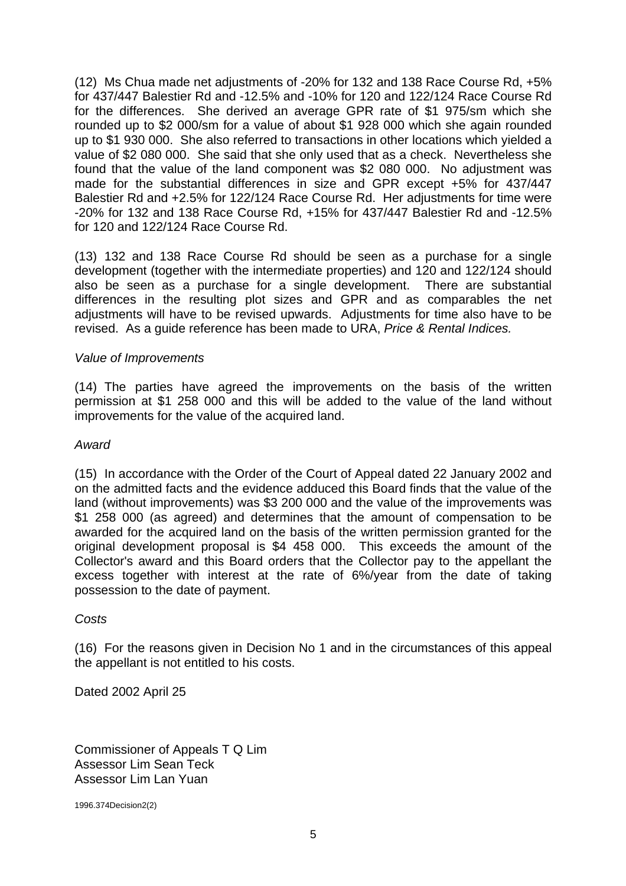(12) Ms Chua made net adjustments of -20% for 132 and 138 Race Course Rd, +5% for 437/447 Balestier Rd and -12.5% and -10% for 120 and 122/124 Race Course Rd for the differences. She derived an average GPR rate of $1 975/sm which she rounded up to $2 000/sm for a value of about $1 928 000 which she again rounded up to $1 930 000. She also referred to transactions in other locations which yielded a value of $2 080 000. She said that she only used that as a check. Nevertheless she found that the value of the land component was $2 080 000. No adjustment was made for the substantial differences in size and GPR except +5% for 437/447 Balestier Rd and +2.5% for 122/124 Race Course Rd. Her adjustments for time were -20% for 132 and 138 Race Course Rd, +15% for 437/447 Balestier Rd and -12.5% for 120 and 122/124 Race Course Rd.

(13) 132 and 138 Race Course Rd should be seen as a purchase for a single development (together with the intermediate properties) and 120 and 122/124 should also be seen as a purchase for a single development. There are substantial differences in the resulting plot sizes and GPR and as comparables the net adjustments will have to be revised upwards. Adjustments for time also have to be revised. As a guide reference has been made to URA, *Price & Rental Indices.*

*Value of Improvements*

(14) The parties have agreed the improvements on the basis of the written permission at $1 258 000 and this will be added to the value of the land without improvements for the value of the acquired land.

*Award*

(15) In accordance with the Order of the Court of Appeal dated 22 January 2002 and on the admitted facts and the evidence adduced this Board finds that the value of the land (without improvements) was $3 200 000 and the value of the improvements was $1 258 000 (as agreed) and determines that the amount of compensation to be awarded for the acquired land on the basis of the written permission granted for the original development proposal is $4 458 000. This exceeds the amount of the Collector's award and this Board orders that the Collector pay to the appellant the excess together with interest at the rate of 6%/year from the date of taking possession to the date of payment.

*Costs*

(16) For the reasons given in Decision No 1 and in the circumstances of this appeal the appellant is not entitled to his costs.

Dated 2002 April 25

Commissioner of Appeals T Q Lim
Assessor Lim Sean Teck
Assessor Lim Lan Yuan

1996.374Decision2(2)